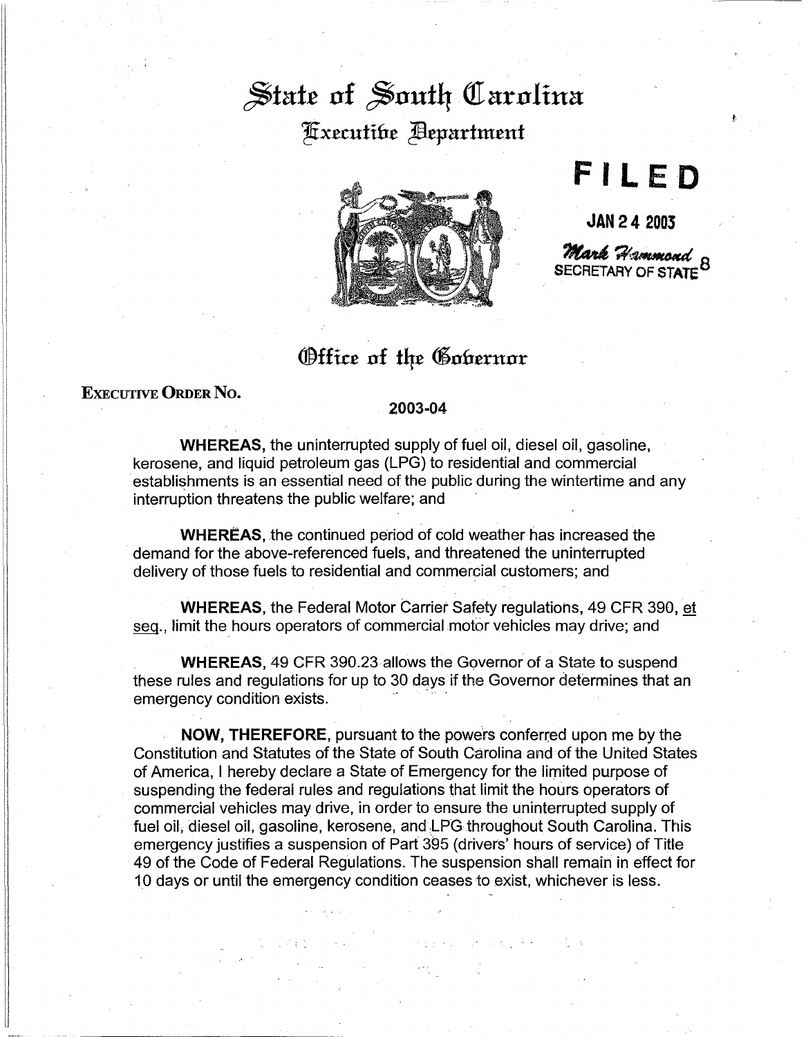# State of South Carolina

## Executive Department

**FILED**

**JAN 24 2003**

*Mark Hammond*
SECRETARY OF STATE

## Office of the Governor

**EXECUTIVE ORDER NO.**

**2003-04**

**WHEREAS,** the uninterrupted supply of fuel oil, diesel oil, gasoline, kerosene, and liquid petroleum gas (LPG) to residential and commercial establishments is an essential need of the public during the wintertime and any interruption threatens the public welfare; and

**WHEREAS,** the continued period of cold weather has increased the demand for the above-referenced fuels, and threatened the uninterrupted delivery of those fuels to residential and commercial customers; and

**WHEREAS,** the Federal Motor Carrier Safety regulations, 49 CFR 390, et seq., limit the hours operators of commercial motor vehicles may drive; and

**WHEREAS,** 49 CFR 390.23 allows the Governor of a State to suspend these rules and regulations for up to 30 days if the Governor determines that an emergency condition exists.

**NOW, THEREFORE,** pursuant to the powers conferred upon me by the Constitution and Statutes of the State of South Carolina and of the United States of America, I hereby declare a State of Emergency for the limited purpose of suspending the federal rules and regulations that limit the hours operators of commercial vehicles may drive, in order to ensure the uninterrupted supply of fuel oil, diesel oil, gasoline, kerosene, and LPG throughout South Carolina. This emergency justifies a suspension of Part 395 (drivers' hours of service) of Title 49 of the Code of Federal Regulations. The suspension shall remain in effect for 10 days or until the emergency condition ceases to exist, whichever is less.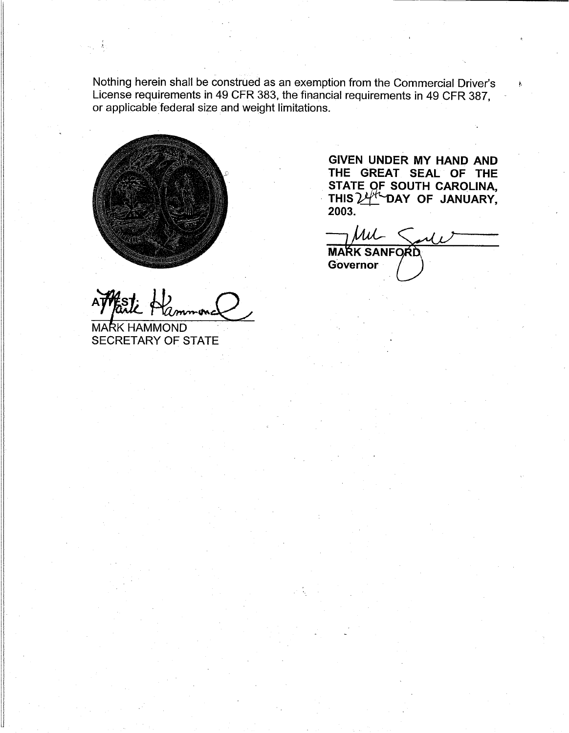Nothing herein shall be construed as an exemption from the Commercial Driver's License requirements in 49 CFR 383, the financial requirements in 49 CFR 387, or applicable federal size and weight limitations.

**GIVEN UNDER MY HAND AND THE GREAT SEAL OF THE STATE OF SOUTH CAROLINA, THIS 24th DAY OF JANUARY, 2003.**

**MARK SANFORD**
**Governor**

ATTEST:

MARK HAMMOND
SECRETARY OF STATE